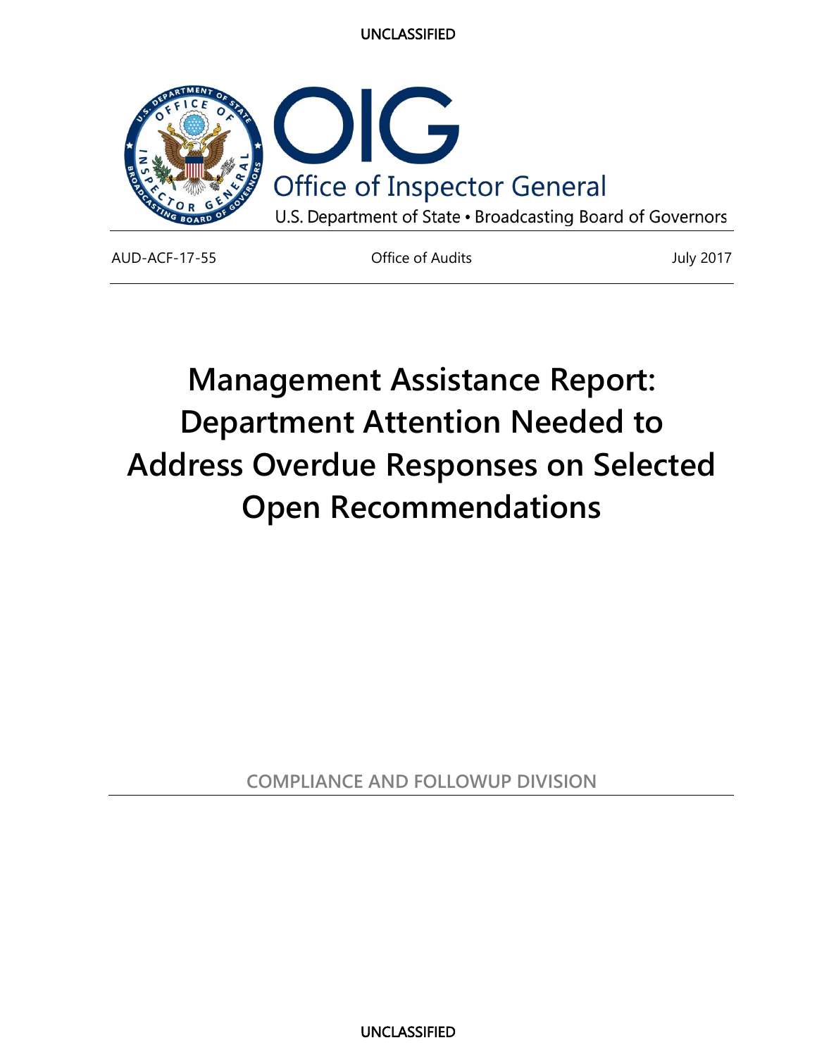UNCLASSIFIED

Office of Inspector General

U.S. Department of State • Broadcasting Board of Governors

AUD-ACF-17-55 | Office of Audits | July 2017

# Management Assistance Report: Department Attention Needed to Address Overdue Responses on Selected Open Recommendations

COMPLIANCE AND FOLLOWUP DIVISION

UNCLASSIFIED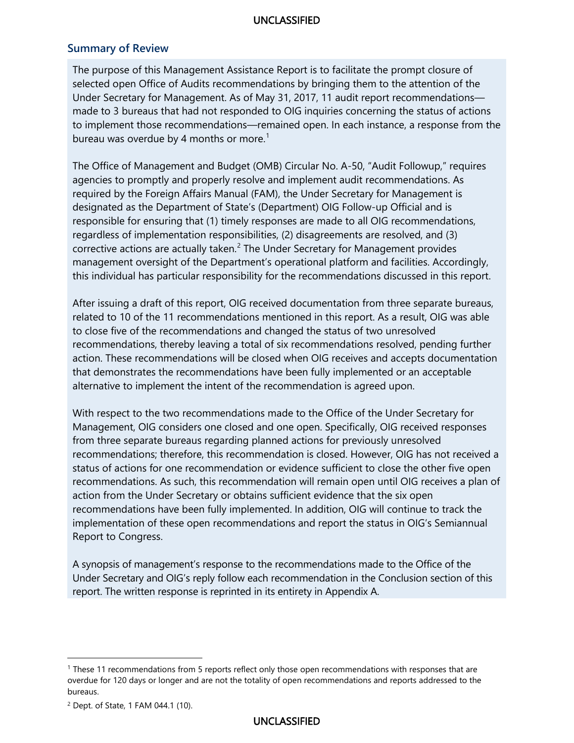## Summary of Review

The purpose of this Management Assistance Report is to facilitate the prompt closure of selected open Office of Audits recommendations by bringing them to the attention of the Under Secretary for Management. As of May 31, 2017, 11 audit report recommendations—made to 3 bureaus that had not responded to OIG inquiries concerning the status of actions to implement those recommendations—remained open. In each instance, a response from the bureau was overdue by 4 months or more.[1]

The Office of Management and Budget (OMB) Circular No. A-50, "Audit Followup," requires agencies to promptly and properly resolve and implement audit recommendations. As required by the Foreign Affairs Manual (FAM), the Under Secretary for Management is designated as the Department of State's (Department) OIG Follow-up Official and is responsible for ensuring that (1) timely responses are made to all OIG recommendations, regardless of implementation responsibilities, (2) disagreements are resolved, and (3) corrective actions are actually taken.[2] The Under Secretary for Management provides management oversight of the Department's operational platform and facilities. Accordingly, this individual has particular responsibility for the recommendations discussed in this report.

After issuing a draft of this report, OIG received documentation from three separate bureaus, related to 10 of the 11 recommendations mentioned in this report. As a result, OIG was able to close five of the recommendations and changed the status of two unresolved recommendations, thereby leaving a total of six recommendations resolved, pending further action. These recommendations will be closed when OIG receives and accepts documentation that demonstrates the recommendations have been fully implemented or an acceptable alternative to implement the intent of the recommendation is agreed upon.

With respect to the two recommendations made to the Office of the Under Secretary for Management, OIG considers one closed and one open. Specifically, OIG received responses from three separate bureaus regarding planned actions for previously unresolved recommendations; therefore, this recommendation is closed. However, OIG has not received a status of actions for one recommendation or evidence sufficient to close the other five open recommendations. As such, this recommendation will remain open until OIG receives a plan of action from the Under Secretary or obtains sufficient evidence that the six open recommendations have been fully implemented. In addition, OIG will continue to track the implementation of these open recommendations and report the status in OIG's Semiannual Report to Congress.

A synopsis of management's response to the recommendations made to the Office of the Under Secretary and OIG's reply follow each recommendation in the Conclusion section of this report. The written response is reprinted in its entirety in Appendix A.

---

[1] These 11 recommendations from 5 reports reflect only those open recommendations with responses that are overdue for 120 days or longer and are not the totality of open recommendations and reports addressed to the bureaus.

[2] Dept. of State, 1 FAM 044.1 (10).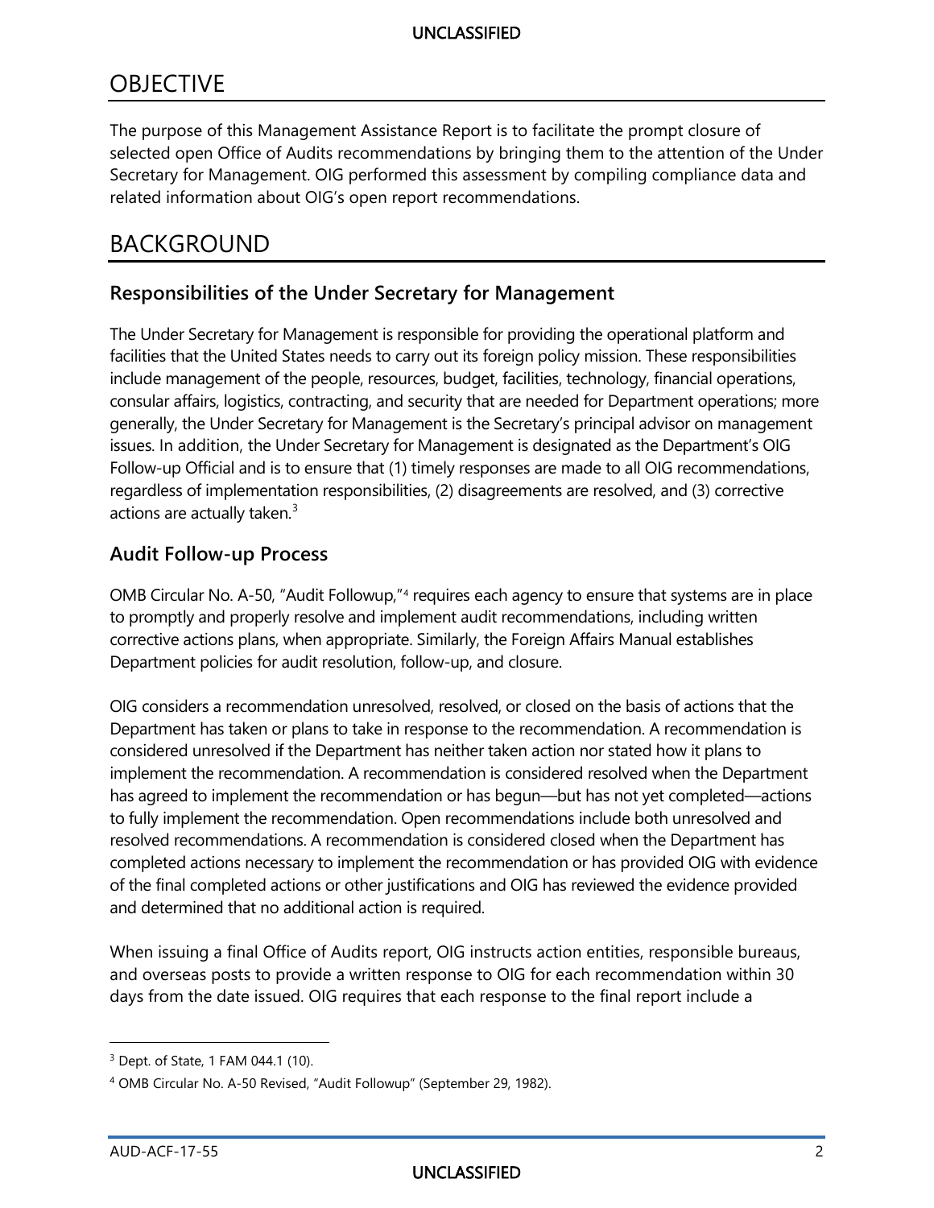# OBJECTIVE

The purpose of this Management Assistance Report is to facilitate the prompt closure of selected open Office of Audits recommendations by bringing them to the attention of the Under Secretary for Management. OIG performed this assessment by compiling compliance data and related information about OIG's open report recommendations.

# BACKGROUND

## Responsibilities of the Under Secretary for Management

The Under Secretary for Management is responsible for providing the operational platform and facilities that the United States needs to carry out its foreign policy mission. These responsibilities include management of the people, resources, budget, facilities, technology, financial operations, consular affairs, logistics, contracting, and security that are needed for Department operations; more generally, the Under Secretary for Management is the Secretary's principal advisor on management issues. In addition, the Under Secretary for Management is designated as the Department's OIG Follow-up Official and is to ensure that (1) timely responses are made to all OIG recommendations, regardless of implementation responsibilities, (2) disagreements are resolved, and (3) corrective actions are actually taken.[3]

## Audit Follow-up Process

OMB Circular No. A-50, "Audit Followup,"[4] requires each agency to ensure that systems are in place to promptly and properly resolve and implement audit recommendations, including written corrective actions plans, when appropriate. Similarly, the Foreign Affairs Manual establishes Department policies for audit resolution, follow-up, and closure.

OIG considers a recommendation unresolved, resolved, or closed on the basis of actions that the Department has taken or plans to take in response to the recommendation. A recommendation is considered unresolved if the Department has neither taken action nor stated how it plans to implement the recommendation. A recommendation is considered resolved when the Department has agreed to implement the recommendation or has begun—but has not yet completed—actions to fully implement the recommendation. Open recommendations include both unresolved and resolved recommendations. A recommendation is considered closed when the Department has completed actions necessary to implement the recommendation or has provided OIG with evidence of the final completed actions or other justifications and OIG has reviewed the evidence provided and determined that no additional action is required.

When issuing a final Office of Audits report, OIG instructs action entities, responsible bureaus, and overseas posts to provide a written response to OIG for each recommendation within 30 days from the date issued. OIG requires that each response to the final report include a

[3] Dept. of State, 1 FAM 044.1 (10).

[4] OMB Circular No. A-50 Revised, "Audit Followup" (September 29, 1982).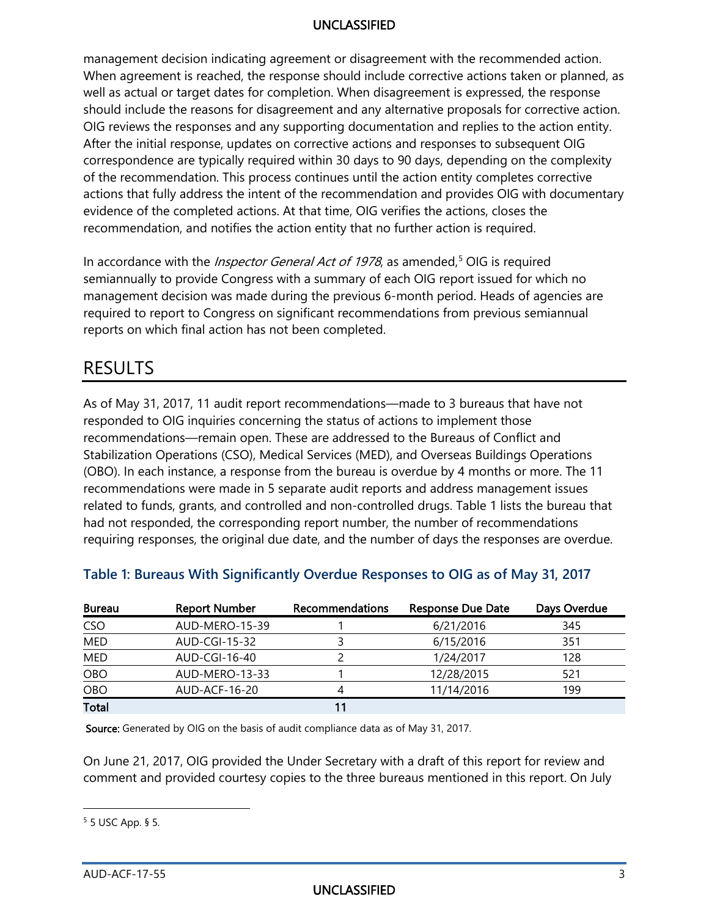management decision indicating agreement or disagreement with the recommended action. When agreement is reached, the response should include corrective actions taken or planned, as well as actual or target dates for completion. When disagreement is expressed, the response should include the reasons for disagreement and any alternative proposals for corrective action. OIG reviews the responses and any supporting documentation and replies to the action entity. After the initial response, updates on corrective actions and responses to subsequent OIG correspondence are typically required within 30 days to 90 days, depending on the complexity of the recommendation. This process continues until the action entity completes corrective actions that fully address the intent of the recommendation and provides OIG with documentary evidence of the completed actions. At that time, OIG verifies the actions, closes the recommendation, and notifies the action entity that no further action is required.

In accordance with the *Inspector General Act of 1978*, as amended,[5] OIG is required semiannually to provide Congress with a summary of each OIG report issued for which no management decision was made during the previous 6-month period. Heads of agencies are required to report to Congress on significant recommendations from previous semiannual reports on which final action has not been completed.

# RESULTS

As of May 31, 2017, 11 audit report recommendations—made to 3 bureaus that have not responded to OIG inquiries concerning the status of actions to implement those recommendations—remain open. These are addressed to the Bureaus of Conflict and Stabilization Operations (CSO), Medical Services (MED), and Overseas Buildings Operations (OBO). In each instance, a response from the bureau is overdue by 4 months or more. The 11 recommendations were made in 5 separate audit reports and address management issues related to funds, grants, and controlled and non-controlled drugs. Table 1 lists the bureau that had not responded, the corresponding report number, the number of recommendations requiring responses, the original due date, and the number of days the responses are overdue.

**Table 1: Bureaus With Significantly Overdue Responses to OIG as of May 31, 2017**

| Bureau | Report Number | Recommendations | Response Due Date | Days Overdue |
|---|---|---|---|---|
| CSO | AUD-MERO-15-39 | 1 | 6/21/2016 | 345 |
| MED | AUD-CGI-15-32 | 3 | 6/15/2016 | 351 |
| MED | AUD-CGI-16-40 | 2 | 1/24/2017 | 128 |
| OBO | AUD-MERO-13-33 | 1 | 12/28/2015 | 521 |
| OBO | AUD-ACF-16-20 | 4 | 11/14/2016 | 199 |
| **Total** | | **11** | | |

**Source:** Generated by OIG on the basis of audit compliance data as of May 31, 2017.

On June 21, 2017, OIG provided the Under Secretary with a draft of this report for review and comment and provided courtesy copies to the three bureaus mentioned in this report. On July

[5] 5 USC App. § 5.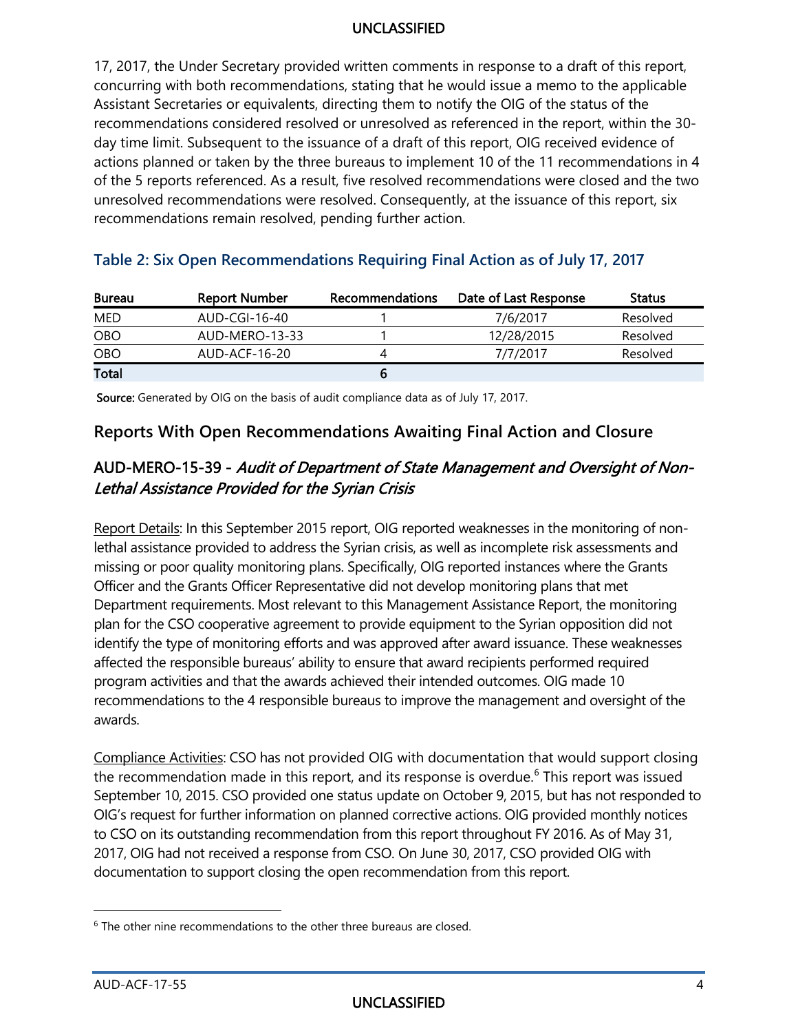17, 2017, the Under Secretary provided written comments in response to a draft of this report, concurring with both recommendations, stating that he would issue a memo to the applicable Assistant Secretaries or equivalents, directing them to notify the OIG of the status of the recommendations considered resolved or unresolved as referenced in the report, within the 30-day time limit. Subsequent to the issuance of a draft of this report, OIG received evidence of actions planned or taken by the three bureaus to implement 10 of the 11 recommendations in 4 of the 5 reports referenced. As a result, five resolved recommendations were closed and the two unresolved recommendations were resolved. Consequently, at the issuance of this report, six recommendations remain resolved, pending further action.

### Table 2: Six Open Recommendations Requiring Final Action as of July 17, 2017

| Bureau | Report Number | Recommendations | Date of Last Response | Status |
|---|---|---|---|---|
| MED | AUD-CGI-16-40 | 1 | 7/6/2017 | Resolved |
| OBO | AUD-MERO-13-33 | 1 | 12/28/2015 | Resolved |
| OBO | AUD-ACF-16-20 | 4 | 7/7/2017 | Resolved |
| **Total** | | **6** | | |

**Source:** Generated by OIG on the basis of audit compliance data as of July 17, 2017.

## Reports With Open Recommendations Awaiting Final Action and Closure

### AUD-MERO-15-39 - *Audit of Department of State Management and Oversight of Non-Lethal Assistance Provided for the Syrian Crisis*

Report Details: In this September 2015 report, OIG reported weaknesses in the monitoring of non-lethal assistance provided to address the Syrian crisis, as well as incomplete risk assessments and missing or poor quality monitoring plans. Specifically, OIG reported instances where the Grants Officer and the Grants Officer Representative did not develop monitoring plans that met Department requirements. Most relevant to this Management Assistance Report, the monitoring plan for the CSO cooperative agreement to provide equipment to the Syrian opposition did not identify the type of monitoring efforts and was approved after award issuance. These weaknesses affected the responsible bureaus' ability to ensure that award recipients performed required program activities and that the awards achieved their intended outcomes. OIG made 10 recommendations to the 4 responsible bureaus to improve the management and oversight of the awards.

Compliance Activities: CSO has not provided OIG with documentation that would support closing the recommendation made in this report, and its response is overdue.[6] This report was issued September 10, 2015. CSO provided one status update on October 9, 2015, but has not responded to OIG's request for further information on planned corrective actions. OIG provided monthly notices to CSO on its outstanding recommendation from this report throughout FY 2016. As of May 31, 2017, OIG had not received a response from CSO. On June 30, 2017, CSO provided OIG with documentation to support closing the open recommendation from this report.

---

[6] The other nine recommendations to the other three bureaus are closed.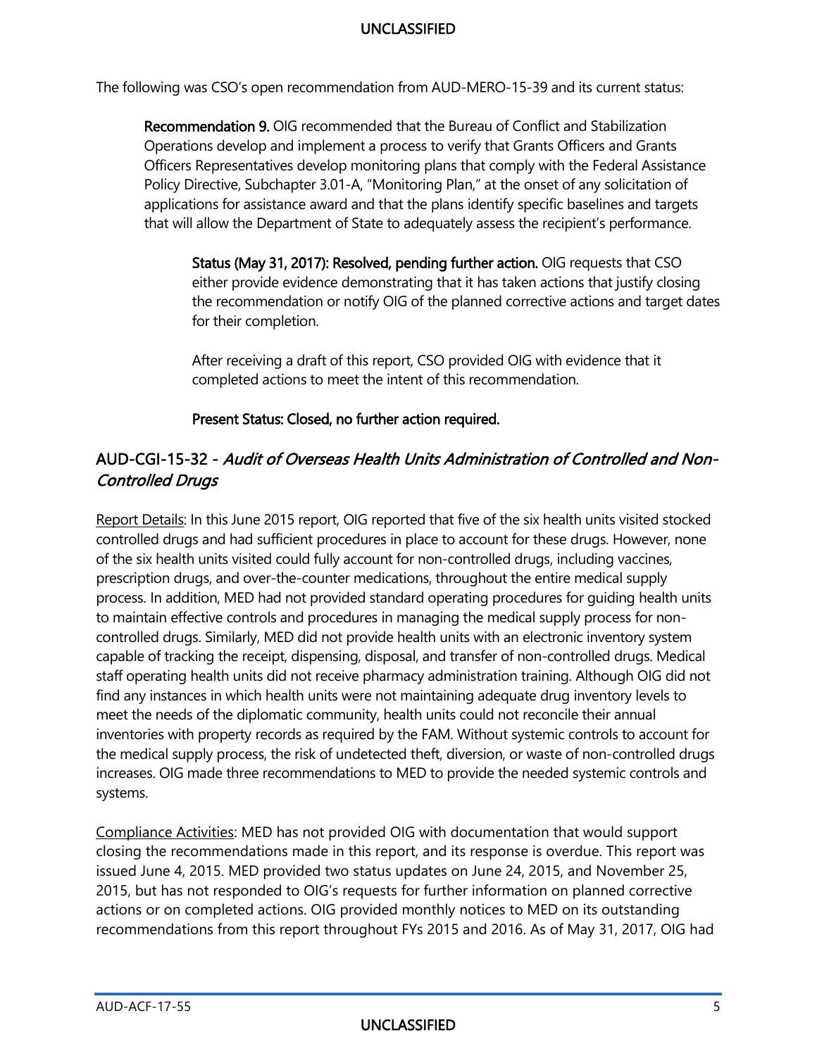The following was CSO's open recommendation from AUD-MERO-15-39 and its current status:

> **Recommendation 9.** OIG recommended that the Bureau of Conflict and Stabilization Operations develop and implement a process to verify that Grants Officers and Grants Officers Representatives develop monitoring plans that comply with the Federal Assistance Policy Directive, Subchapter 3.01-A, "Monitoring Plan," at the onset of any solicitation of applications for assistance award and that the plans identify specific baselines and targets that will allow the Department of State to adequately assess the recipient's performance.
>
> > **Status (May 31, 2017): Resolved, pending further action.** OIG requests that CSO either provide evidence demonstrating that it has taken actions that justify closing the recommendation or notify OIG of the planned corrective actions and target dates for their completion.
> >
> > After receiving a draft of this report, CSO provided OIG with evidence that it completed actions to meet the intent of this recommendation.
> >
> > **Present Status: Closed, no further action required.**

## AUD-CGI-15-32 - *Audit of Overseas Health Units Administration of Controlled and Non-Controlled Drugs*

Report Details: In this June 2015 report, OIG reported that five of the six health units visited stocked controlled drugs and had sufficient procedures in place to account for these drugs. However, none of the six health units visited could fully account for non-controlled drugs, including vaccines, prescription drugs, and over-the-counter medications, throughout the entire medical supply process. In addition, MED had not provided standard operating procedures for guiding health units to maintain effective controls and procedures in managing the medical supply process for non-controlled drugs. Similarly, MED did not provide health units with an electronic inventory system capable of tracking the receipt, dispensing, disposal, and transfer of non-controlled drugs. Medical staff operating health units did not receive pharmacy administration training. Although OIG did not find any instances in which health units were not maintaining adequate drug inventory levels to meet the needs of the diplomatic community, health units could not reconcile their annual inventories with property records as required by the FAM. Without systemic controls to account for the medical supply process, the risk of undetected theft, diversion, or waste of non-controlled drugs increases. OIG made three recommendations to MED to provide the needed systemic controls and systems.

Compliance Activities: MED has not provided OIG with documentation that would support closing the recommendations made in this report, and its response is overdue. This report was issued June 4, 2015. MED provided two status updates on June 24, 2015, and November 25, 2015, but has not responded to OIG's requests for further information on planned corrective actions or on completed actions. OIG provided monthly notices to MED on its outstanding recommendations from this report throughout FYs 2015 and 2016. As of May 31, 2017, OIG had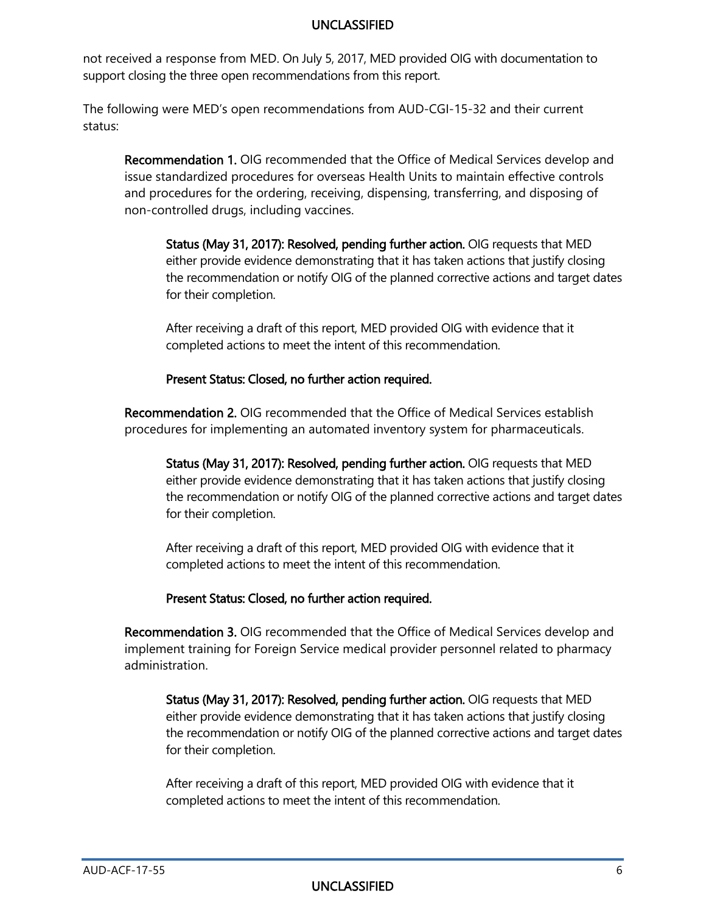not received a response from MED. On July 5, 2017, MED provided OIG with documentation to support closing the three open recommendations from this report.

The following were MED's open recommendations from AUD-CGI-15-32 and their current status:

> **Recommendation 1.** OIG recommended that the Office of Medical Services develop and issue standardized procedures for overseas Health Units to maintain effective controls and procedures for the ordering, receiving, dispensing, transferring, and disposing of non-controlled drugs, including vaccines.
>
> > **Status (May 31, 2017): Resolved, pending further action.** OIG requests that MED either provide evidence demonstrating that it has taken actions that justify closing the recommendation or notify OIG of the planned corrective actions and target dates for their completion.
> >
> > After receiving a draft of this report, MED provided OIG with evidence that it completed actions to meet the intent of this recommendation.
> >
> > **Present Status: Closed, no further action required.**
>
> **Recommendation 2.** OIG recommended that the Office of Medical Services establish procedures for implementing an automated inventory system for pharmaceuticals.
>
> > **Status (May 31, 2017): Resolved, pending further action.** OIG requests that MED either provide evidence demonstrating that it has taken actions that justify closing the recommendation or notify OIG of the planned corrective actions and target dates for their completion.
> >
> > After receiving a draft of this report, MED provided OIG with evidence that it completed actions to meet the intent of this recommendation.
> >
> > **Present Status: Closed, no further action required.**
>
> **Recommendation 3.** OIG recommended that the Office of Medical Services develop and implement training for Foreign Service medical provider personnel related to pharmacy administration.
>
> > **Status (May 31, 2017): Resolved, pending further action.** OIG requests that MED either provide evidence demonstrating that it has taken actions that justify closing the recommendation or notify OIG of the planned corrective actions and target dates for their completion.
> >
> > After receiving a draft of this report, MED provided OIG with evidence that it completed actions to meet the intent of this recommendation.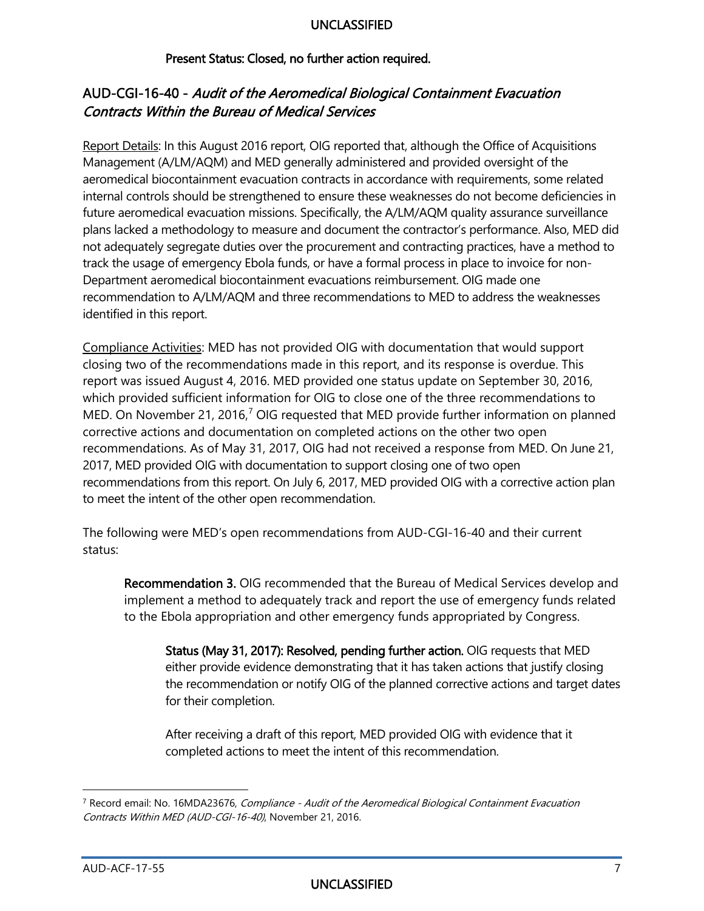**Present Status: Closed, no further action required.**

## AUD-CGI-16-40 - *Audit of the Aeromedical Biological Containment Evacuation Contracts Within the Bureau of Medical Services*

Report Details: In this August 2016 report, OIG reported that, although the Office of Acquisitions Management (A/LM/AQM) and MED generally administered and provided oversight of the aeromedical biocontainment evacuation contracts in accordance with requirements, some related internal controls should be strengthened to ensure these weaknesses do not become deficiencies in future aeromedical evacuation missions. Specifically, the A/LM/AQM quality assurance surveillance plans lacked a methodology to measure and document the contractor's performance. Also, MED did not adequately segregate duties over the procurement and contracting practices, have a method to track the usage of emergency Ebola funds, or have a formal process in place to invoice for non-Department aeromedical biocontainment evacuations reimbursement. OIG made one recommendation to A/LM/AQM and three recommendations to MED to address the weaknesses identified in this report.

Compliance Activities: MED has not provided OIG with documentation that would support closing two of the recommendations made in this report, and its response is overdue. This report was issued August 4, 2016. MED provided one status update on September 30, 2016, which provided sufficient information for OIG to close one of the three recommendations to MED. On November 21, 2016,[7] OIG requested that MED provide further information on planned corrective actions and documentation on completed actions on the other two open recommendations. As of May 31, 2017, OIG had not received a response from MED. On June 21, 2017, MED provided OIG with documentation to support closing one of two open recommendations from this report. On July 6, 2017, MED provided OIG with a corrective action plan to meet the intent of the other open recommendation.

The following were MED's open recommendations from AUD-CGI-16-40 and their current status:

> **Recommendation 3.** OIG recommended that the Bureau of Medical Services develop and implement a method to adequately track and report the use of emergency funds related to the Ebola appropriation and other emergency funds appropriated by Congress.
>
> > **Status (May 31, 2017): Resolved, pending further action.** OIG requests that MED either provide evidence demonstrating that it has taken actions that justify closing the recommendation or notify OIG of the planned corrective actions and target dates for their completion.
> >
> > After receiving a draft of this report, MED provided OIG with evidence that it completed actions to meet the intent of this recommendation.

---

[7] Record email: No. 16MDA23676, *Compliance - Audit of the Aeromedical Biological Containment Evacuation Contracts Within MED (AUD-CGI-16-40)*, November 21, 2016.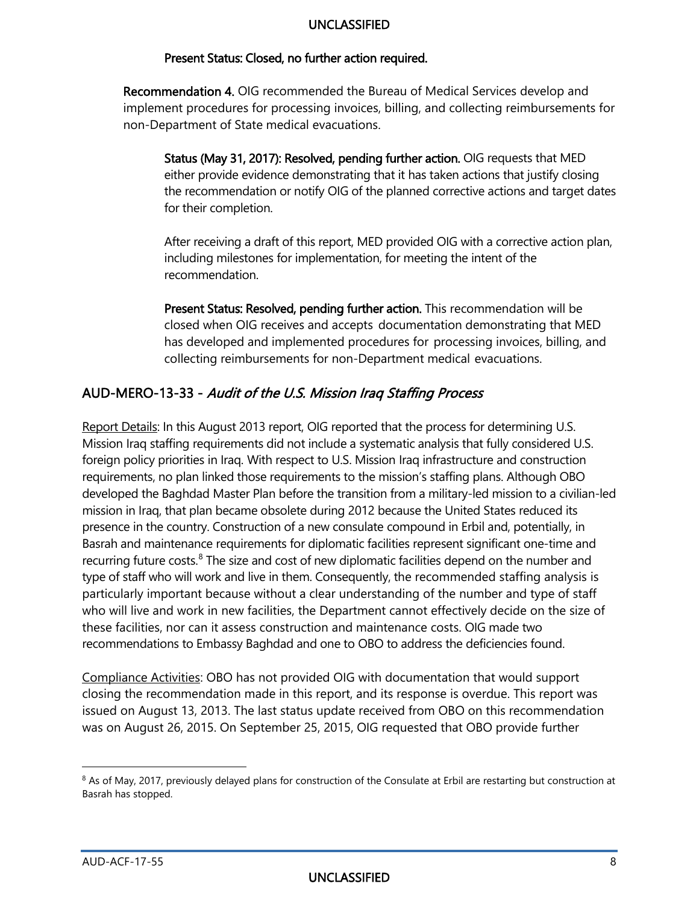**Present Status: Closed, no further action required.**

**Recommendation 4.** OIG recommended the Bureau of Medical Services develop and implement procedures for processing invoices, billing, and collecting reimbursements for non-Department of State medical evacuations.

**Status (May 31, 2017): Resolved, pending further action.** OIG requests that MED either provide evidence demonstrating that it has taken actions that justify closing the recommendation or notify OIG of the planned corrective actions and target dates for their completion.

After receiving a draft of this report, MED provided OIG with a corrective action plan, including milestones for implementation, for meeting the intent of the recommendation.

**Present Status: Resolved, pending further action.** This recommendation will be closed when OIG receives and accepts documentation demonstrating that MED has developed and implemented procedures for processing invoices, billing, and collecting reimbursements for non-Department medical evacuations.

## AUD-MERO-13-33 - *Audit of the U.S. Mission Iraq Staffing Process*

Report Details: In this August 2013 report, OIG reported that the process for determining U.S. Mission Iraq staffing requirements did not include a systematic analysis that fully considered U.S. foreign policy priorities in Iraq. With respect to U.S. Mission Iraq infrastructure and construction requirements, no plan linked those requirements to the mission's staffing plans. Although OBO developed the Baghdad Master Plan before the transition from a military-led mission to a civilian-led mission in Iraq, that plan became obsolete during 2012 because the United States reduced its presence in the country. Construction of a new consulate compound in Erbil and, potentially, in Basrah and maintenance requirements for diplomatic facilities represent significant one-time and recurring future costs.[8] The size and cost of new diplomatic facilities depend on the number and type of staff who will work and live in them. Consequently, the recommended staffing analysis is particularly important because without a clear understanding of the number and type of staff who will live and work in new facilities, the Department cannot effectively decide on the size of these facilities, nor can it assess construction and maintenance costs. OIG made two recommendations to Embassy Baghdad and one to OBO to address the deficiencies found.

Compliance Activities: OBO has not provided OIG with documentation that would support closing the recommendation made in this report, and its response is overdue. This report was issued on August 13, 2013. The last status update received from OBO on this recommendation was on August 26, 2015. On September 25, 2015, OIG requested that OBO provide further

---

[8] As of May, 2017, previously delayed plans for construction of the Consulate at Erbil are restarting but construction at Basrah has stopped.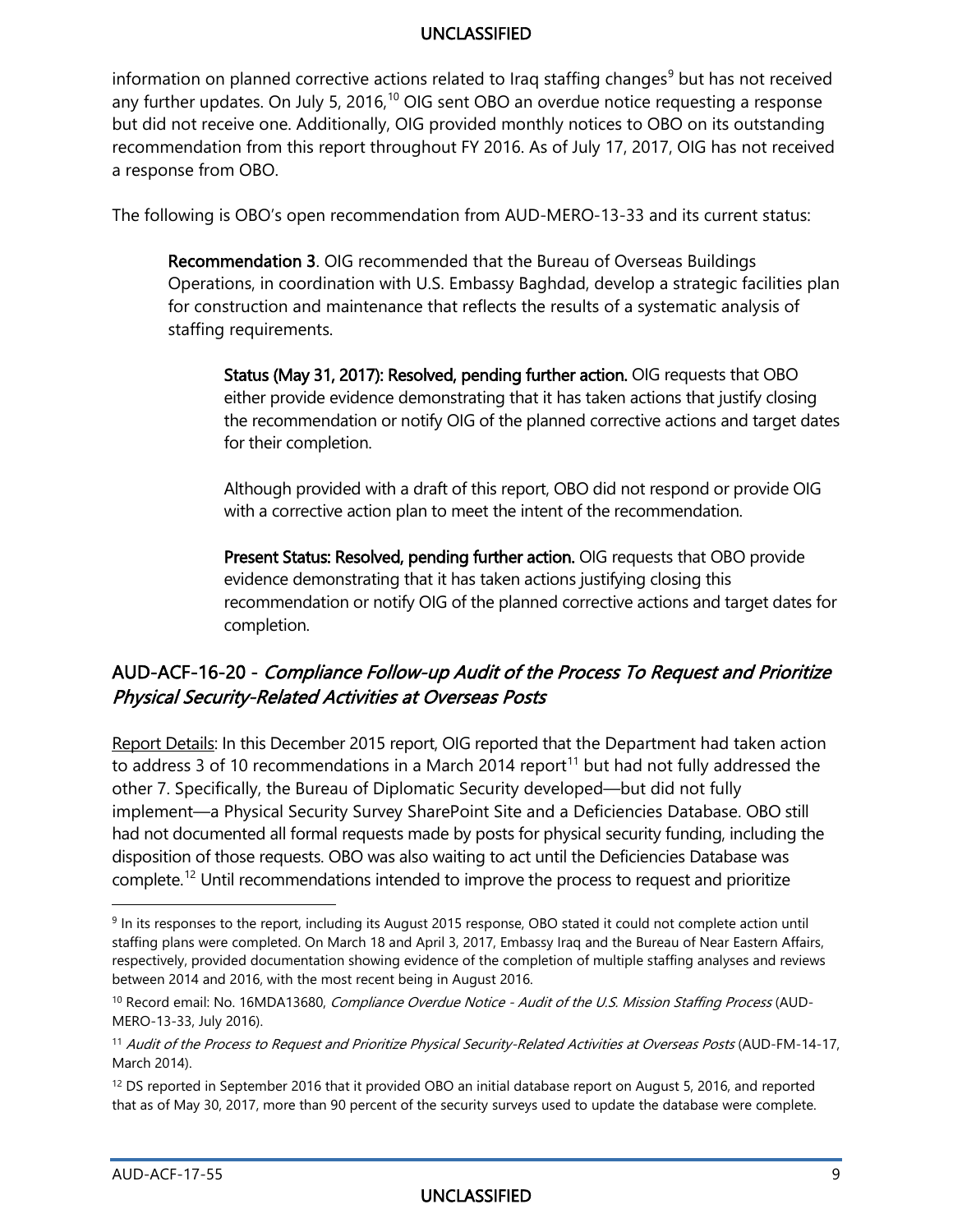information on planned corrective actions related to Iraq staffing changes[9] but has not received any further updates. On July 5, 2016,[10] OIG sent OBO an overdue notice requesting a response but did not receive one. Additionally, OIG provided monthly notices to OBO on its outstanding recommendation from this report throughout FY 2016. As of July 17, 2017, OIG has not received a response from OBO.

The following is OBO's open recommendation from AUD-MERO-13-33 and its current status:

> **Recommendation 3**. OIG recommended that the Bureau of Overseas Buildings Operations, in coordination with U.S. Embassy Baghdad, develop a strategic facilities plan for construction and maintenance that reflects the results of a systematic analysis of staffing requirements.
>
> > **Status (May 31, 2017): Resolved, pending further action.** OIG requests that OBO either provide evidence demonstrating that it has taken actions that justify closing the recommendation or notify OIG of the planned corrective actions and target dates for their completion.
> >
> > Although provided with a draft of this report, OBO did not respond or provide OIG with a corrective action plan to meet the intent of the recommendation.
> >
> > **Present Status: Resolved, pending further action.** OIG requests that OBO provide evidence demonstrating that it has taken actions justifying closing this recommendation or notify OIG of the planned corrective actions and target dates for completion.

## AUD-ACF-16-20 - *Compliance Follow-up Audit of the Process To Request and Prioritize Physical Security-Related Activities at Overseas Posts*

Report Details: In this December 2015 report, OIG reported that the Department had taken action to address 3 of 10 recommendations in a March 2014 report[11] but had not fully addressed the other 7. Specifically, the Bureau of Diplomatic Security developed—but did not fully implement—a Physical Security Survey SharePoint Site and a Deficiencies Database. OBO still had not documented all formal requests made by posts for physical security funding, including the disposition of those requests. OBO was also waiting to act until the Deficiencies Database was complete.[12] Until recommendations intended to improve the process to request and prioritize

---

[9] In its responses to the report, including its August 2015 response, OBO stated it could not complete action until staffing plans were completed. On March 18 and April 3, 2017, Embassy Iraq and the Bureau of Near Eastern Affairs, respectively, provided documentation showing evidence of the completion of multiple staffing analyses and reviews between 2014 and 2016, with the most recent being in August 2016.

[10] Record email: No. 16MDA13680, *Compliance Overdue Notice - Audit of the U.S. Mission Staffing Process* (AUD-MERO-13-33, July 2016).

[11] *Audit of the Process to Request and Prioritize Physical Security-Related Activities at Overseas Posts* (AUD-FM-14-17, March 2014).

[12] DS reported in September 2016 that it provided OBO an initial database report on August 5, 2016, and reported that as of May 30, 2017, more than 90 percent of the security surveys used to update the database were complete.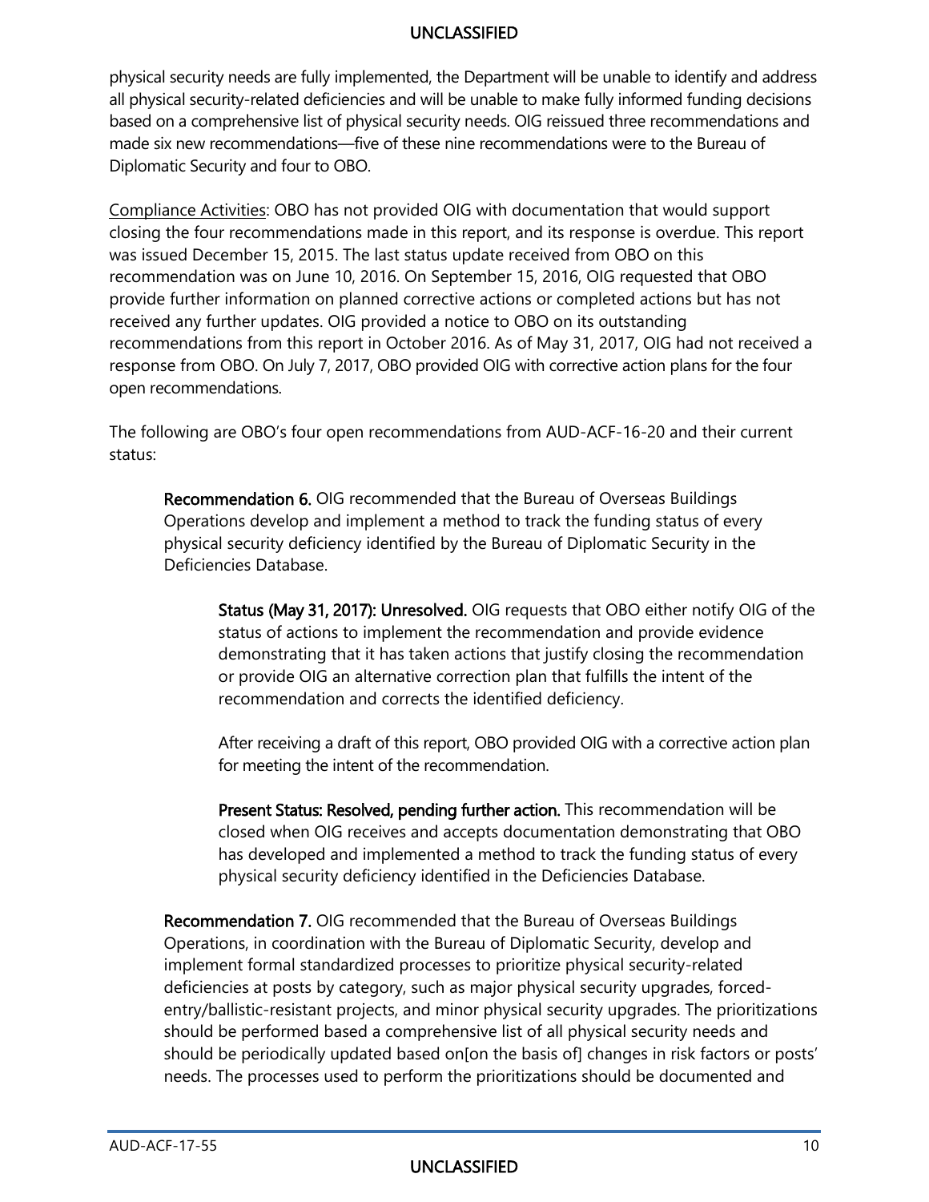physical security needs are fully implemented, the Department will be unable to identify and address all physical security-related deficiencies and will be unable to make fully informed funding decisions based on a comprehensive list of physical security needs. OIG reissued three recommendations and made six new recommendations—five of these nine recommendations were to the Bureau of Diplomatic Security and four to OBO.

Compliance Activities: OBO has not provided OIG with documentation that would support closing the four recommendations made in this report, and its response is overdue. This report was issued December 15, 2015. The last status update received from OBO on this recommendation was on June 10, 2016. On September 15, 2016, OIG requested that OBO provide further information on planned corrective actions or completed actions but has not received any further updates. OIG provided a notice to OBO on its outstanding recommendations from this report in October 2016. As of May 31, 2017, OIG had not received a response from OBO. On July 7, 2017, OBO provided OIG with corrective action plans for the four open recommendations.

The following are OBO's four open recommendations from AUD-ACF-16-20 and their current status:

> **Recommendation 6.** OIG recommended that the Bureau of Overseas Buildings Operations develop and implement a method to track the funding status of every physical security deficiency identified by the Bureau of Diplomatic Security in the Deficiencies Database.
>
> > **Status (May 31, 2017): Unresolved.** OIG requests that OBO either notify OIG of the status of actions to implement the recommendation and provide evidence demonstrating that it has taken actions that justify closing the recommendation or provide OIG an alternative correction plan that fulfills the intent of the recommendation and corrects the identified deficiency.
> >
> > After receiving a draft of this report, OBO provided OIG with a corrective action plan for meeting the intent of the recommendation.
> >
> > **Present Status: Resolved, pending further action.** This recommendation will be closed when OIG receives and accepts documentation demonstrating that OBO has developed and implemented a method to track the funding status of every physical security deficiency identified in the Deficiencies Database.
>
> **Recommendation 7.** OIG recommended that the Bureau of Overseas Buildings Operations, in coordination with the Bureau of Diplomatic Security, develop and implement formal standardized processes to prioritize physical security-related deficiencies at posts by category, such as major physical security upgrades, forced-entry/ballistic-resistant projects, and minor physical security upgrades. The prioritizations should be performed based a comprehensive list of all physical security needs and should be periodically updated based on[on the basis of] changes in risk factors or posts' needs. The processes used to perform the prioritizations should be documented and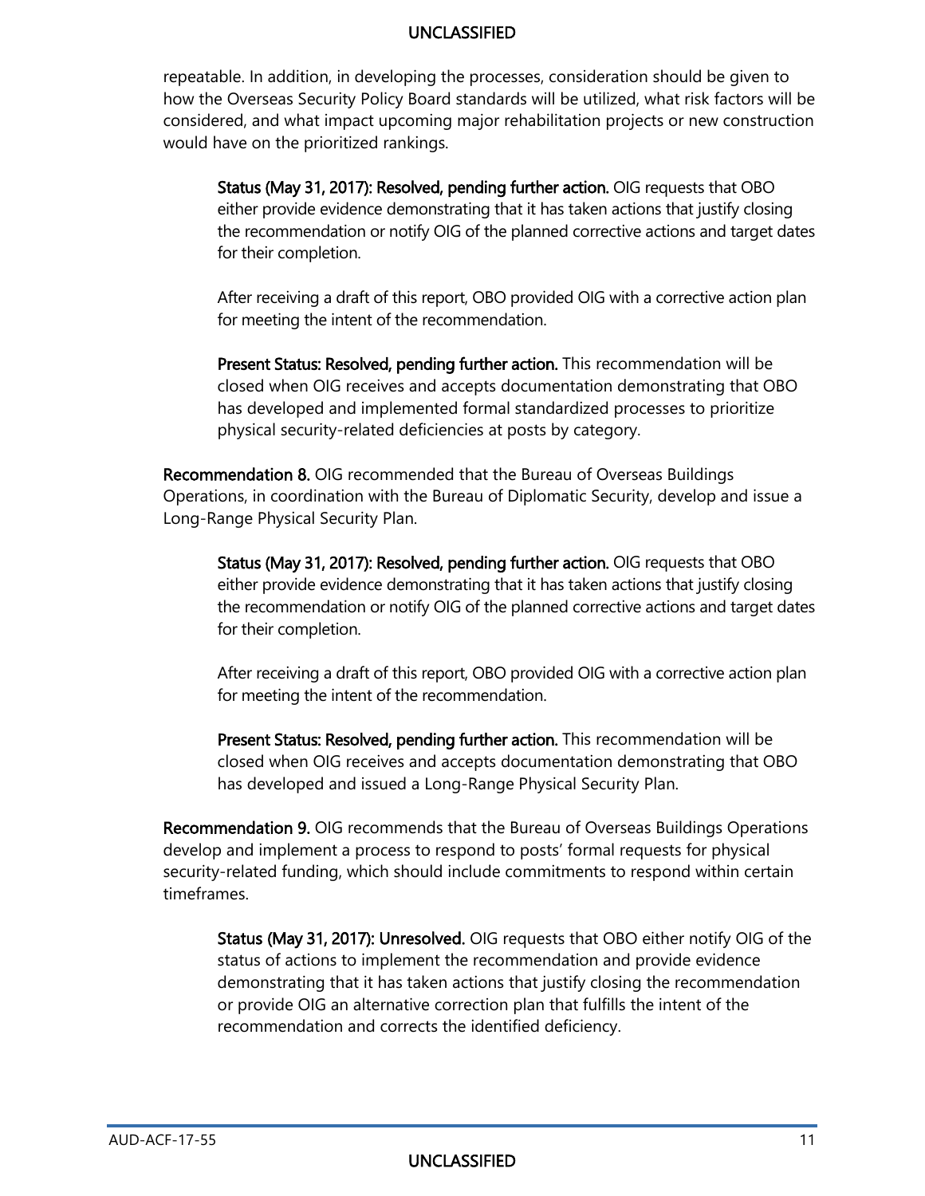repeatable. In addition, in developing the processes, consideration should be given to how the Overseas Security Policy Board standards will be utilized, what risk factors will be considered, and what impact upcoming major rehabilitation projects or new construction would have on the prioritized rankings.

> **Status (May 31, 2017): Resolved, pending further action.** OIG requests that OBO either provide evidence demonstrating that it has taken actions that justify closing the recommendation or notify OIG of the planned corrective actions and target dates for their completion.
>
> After receiving a draft of this report, OBO provided OIG with a corrective action plan for meeting the intent of the recommendation.
>
> **Present Status: Resolved, pending further action.** This recommendation will be closed when OIG receives and accepts documentation demonstrating that OBO has developed and implemented formal standardized processes to prioritize physical security-related deficiencies at posts by category.

**Recommendation 8.** OIG recommended that the Bureau of Overseas Buildings Operations, in coordination with the Bureau of Diplomatic Security, develop and issue a Long-Range Physical Security Plan.

> **Status (May 31, 2017): Resolved, pending further action.** OIG requests that OBO either provide evidence demonstrating that it has taken actions that justify closing the recommendation or notify OIG of the planned corrective actions and target dates for their completion.
>
> After receiving a draft of this report, OBO provided OIG with a corrective action plan for meeting the intent of the recommendation.
>
> **Present Status: Resolved, pending further action.** This recommendation will be closed when OIG receives and accepts documentation demonstrating that OBO has developed and issued a Long-Range Physical Security Plan.

**Recommendation 9.** OIG recommends that the Bureau of Overseas Buildings Operations develop and implement a process to respond to posts' formal requests for physical security-related funding, which should include commitments to respond within certain timeframes.

> **Status (May 31, 2017): Unresolved.** OIG requests that OBO either notify OIG of the status of actions to implement the recommendation and provide evidence demonstrating that it has taken actions that justify closing the recommendation or provide OIG an alternative correction plan that fulfills the intent of the recommendation and corrects the identified deficiency.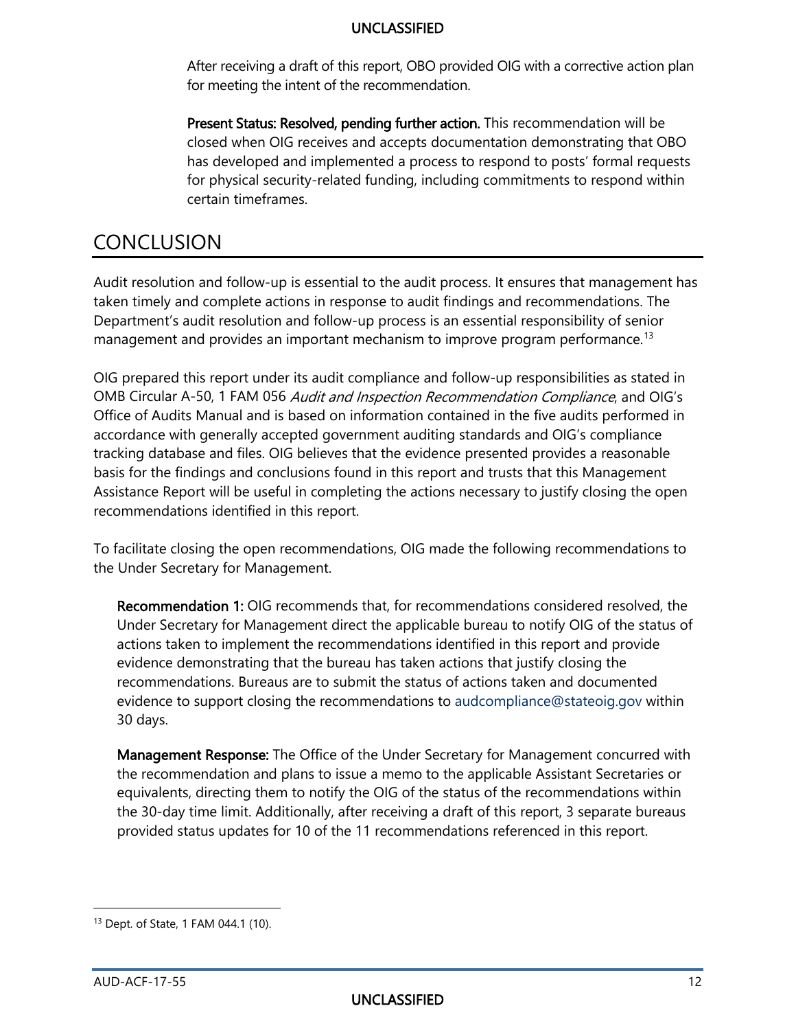After receiving a draft of this report, OBO provided OIG with a corrective action plan for meeting the intent of the recommendation.

**Present Status: Resolved, pending further action.** This recommendation will be closed when OIG receives and accepts documentation demonstrating that OBO has developed and implemented a process to respond to posts' formal requests for physical security-related funding, including commitments to respond within certain timeframes.

# CONCLUSION

Audit resolution and follow-up is essential to the audit process. It ensures that management has taken timely and complete actions in response to audit findings and recommendations. The Department's audit resolution and follow-up process is an essential responsibility of senior management and provides an important mechanism to improve program performance.[13]

OIG prepared this report under its audit compliance and follow-up responsibilities as stated in OMB Circular A-50, 1 FAM 056 *Audit and Inspection Recommendation Compliance*, and OIG's Office of Audits Manual and is based on information contained in the five audits performed in accordance with generally accepted government auditing standards and OIG's compliance tracking database and files. OIG believes that the evidence presented provides a reasonable basis for the findings and conclusions found in this report and trusts that this Management Assistance Report will be useful in completing the actions necessary to justify closing the open recommendations identified in this report.

To facilitate closing the open recommendations, OIG made the following recommendations to the Under Secretary for Management.

**Recommendation 1:** OIG recommends that, for recommendations considered resolved, the Under Secretary for Management direct the applicable bureau to notify OIG of the status of actions taken to implement the recommendations identified in this report and provide evidence demonstrating that the bureau has taken actions that justify closing the recommendations. Bureaus are to submit the status of actions taken and documented evidence to support closing the recommendations to audcompliance@stateoig.gov within 30 days.

**Management Response:** The Office of the Under Secretary for Management concurred with the recommendation and plans to issue a memo to the applicable Assistant Secretaries or equivalents, directing them to notify the OIG of the status of the recommendations within the 30-day time limit. Additionally, after receiving a draft of this report, 3 separate bureaus provided status updates for 10 of the 11 recommendations referenced in this report.

[13] Dept. of State, 1 FAM 044.1 (10).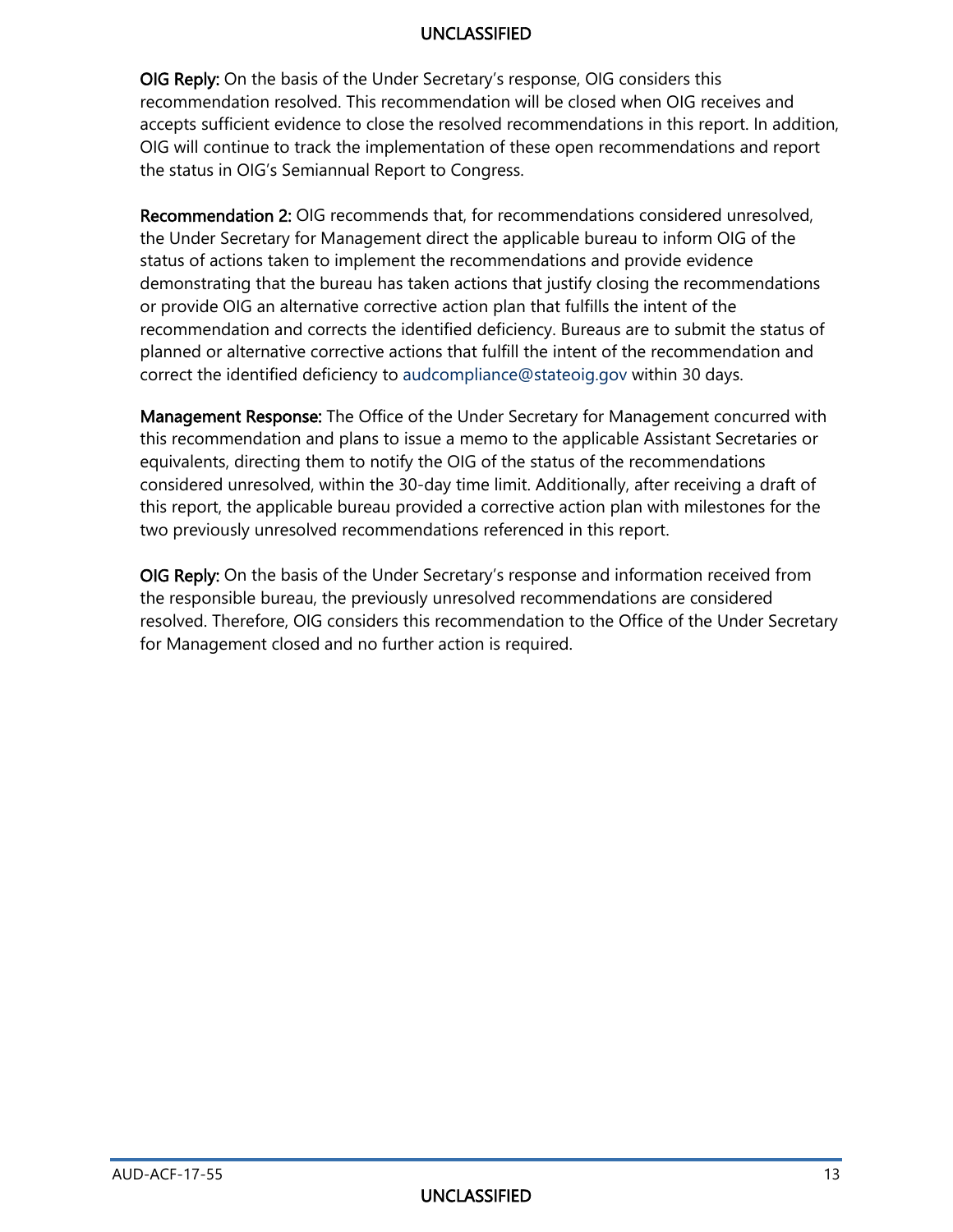**OIG Reply:** On the basis of the Under Secretary's response, OIG considers this recommendation resolved. This recommendation will be closed when OIG receives and accepts sufficient evidence to close the resolved recommendations in this report. In addition, OIG will continue to track the implementation of these open recommendations and report the status in OIG's Semiannual Report to Congress.

**Recommendation 2:** OIG recommends that, for recommendations considered unresolved, the Under Secretary for Management direct the applicable bureau to inform OIG of the status of actions taken to implement the recommendations and provide evidence demonstrating that the bureau has taken actions that justify closing the recommendations or provide OIG an alternative corrective action plan that fulfills the intent of the recommendation and corrects the identified deficiency. Bureaus are to submit the status of planned or alternative corrective actions that fulfill the intent of the recommendation and correct the identified deficiency to audcompliance@stateoig.gov within 30 days.

**Management Response:** The Office of the Under Secretary for Management concurred with this recommendation and plans to issue a memo to the applicable Assistant Secretaries or equivalents, directing them to notify the OIG of the status of the recommendations considered unresolved, within the 30-day time limit. Additionally, after receiving a draft of this report, the applicable bureau provided a corrective action plan with milestones for the two previously unresolved recommendations referenced in this report.

**OIG Reply:** On the basis of the Under Secretary's response and information received from the responsible bureau, the previously unresolved recommendations are considered resolved. Therefore, OIG considers this recommendation to the Office of the Under Secretary for Management closed and no further action is required.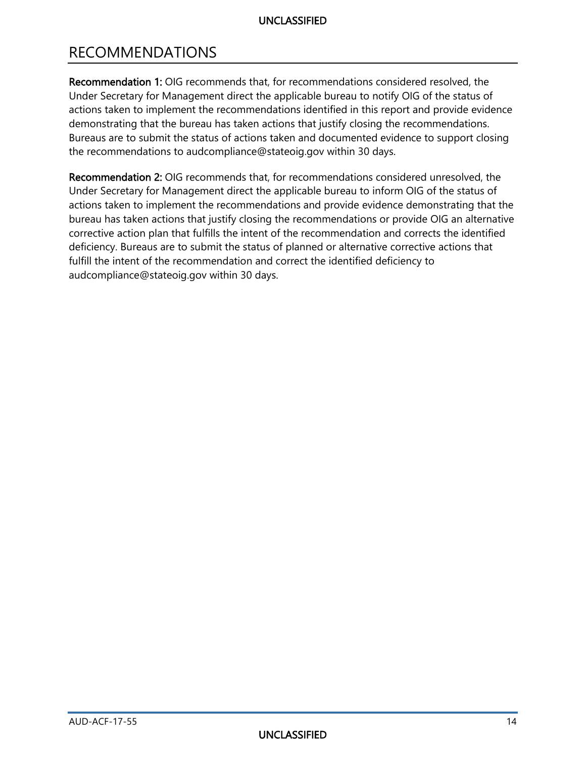# RECOMMENDATIONS

**Recommendation 1:** OIG recommends that, for recommendations considered resolved, the Under Secretary for Management direct the applicable bureau to notify OIG of the status of actions taken to implement the recommendations identified in this report and provide evidence demonstrating that the bureau has taken actions that justify closing the recommendations. Bureaus are to submit the status of actions taken and documented evidence to support closing the recommendations to audcompliance@stateoig.gov within 30 days.

**Recommendation 2:** OIG recommends that, for recommendations considered unresolved, the Under Secretary for Management direct the applicable bureau to inform OIG of the status of actions taken to implement the recommendations and provide evidence demonstrating that the bureau has taken actions that justify closing the recommendations or provide OIG an alternative corrective action plan that fulfills the intent of the recommendation and corrects the identified deficiency. Bureaus are to submit the status of planned or alternative corrective actions that fulfill the intent of the recommendation and correct the identified deficiency to audcompliance@stateoig.gov within 30 days.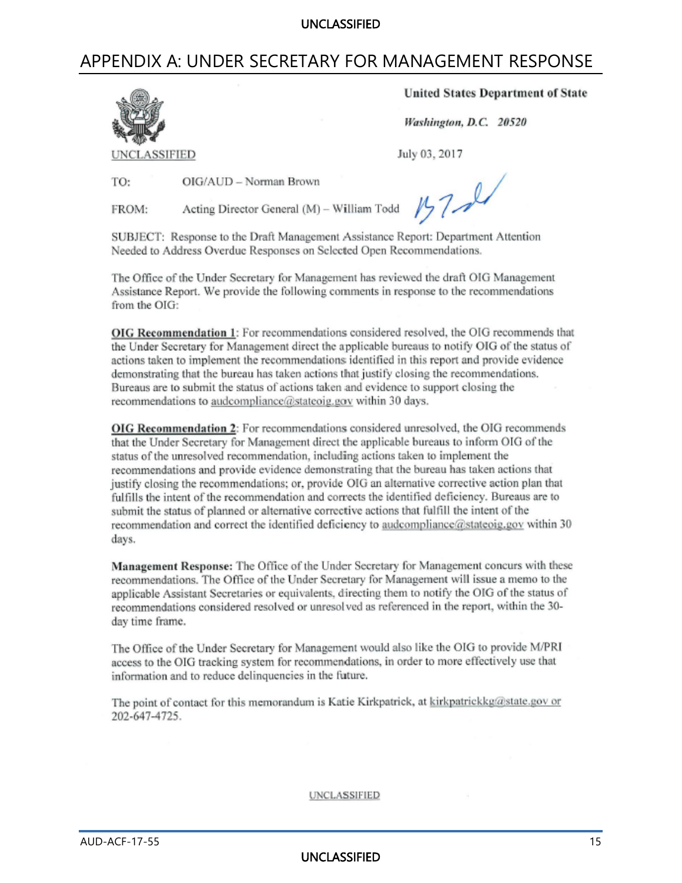# APPENDIX A: UNDER SECRETARY FOR MANAGEMENT RESPONSE

UNCLASSIFIED

**United States Department of State**

*Washington, D.C. 20520*

July 03, 2017

TO: OIG/AUD – Norman Brown

FROM: Acting Director General (M) – William Todd

SUBJECT: Response to the Draft Management Assistance Report: Department Attention Needed to Address Overdue Responses on Selected Open Recommendations.

The Office of the Under Secretary for Management has reviewed the draft OIG Management Assistance Report. We provide the following comments in response to the recommendations from the OIG:

**OIG Recommendation 1**: For recommendations considered resolved, the OIG recommends that the Under Secretary for Management direct the applicable bureaus to notify OIG of the status of actions taken to implement the recommendations identified in this report and provide evidence demonstrating that the bureau has taken actions that justify closing the recommendations. Bureaus are to submit the status of actions taken and evidence to support closing the recommendations to audcompliance@stateoig.gov within 30 days.

**OIG Recommendation 2**: For recommendations considered unresolved, the OIG recommends that the Under Secretary for Management direct the applicable bureaus to inform OIG of the status of the unresolved recommendation, including actions taken to implement the recommendations and provide evidence demonstrating that the bureau has taken actions that justify closing the recommendations; or, provide OIG an alternative corrective action plan that fulfills the intent of the recommendation and corrects the identified deficiency. Bureaus are to submit the status of planned or alternative corrective actions that fulfill the intent of the recommendation and correct the identified deficiency to audcompliance@stateoig.gov within 30 days.

**Management Response:** The Office of the Under Secretary for Management concurs with these recommendations. The Office of the Under Secretary for Management will issue a memo to the applicable Assistant Secretaries or equivalents, directing them to notify the OIG of the status of recommendations considered resolved or unresolved as referenced in the report, within the 30-day time frame.

The Office of the Under Secretary for Management would also like the OIG to provide M/PRI access to the OIG tracking system for recommendations, in order to more effectively use that information and to reduce delinquencies in the future.

The point of contact for this memorandum is Katie Kirkpatrick, at kirkpatrickkg@state.gov or 202-647-4725.

UNCLASSIFIED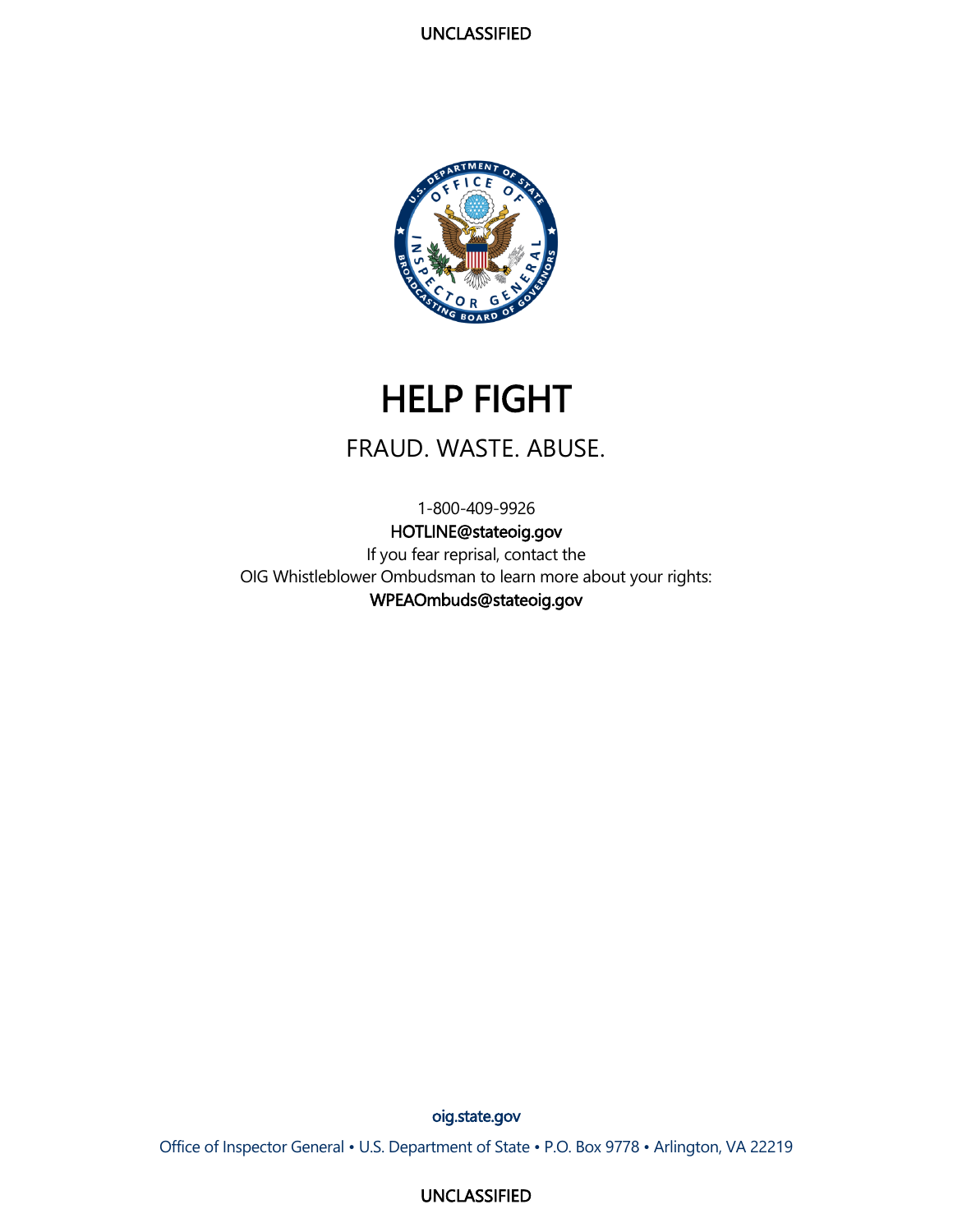# HELP FIGHT

FRAUD. WASTE. ABUSE.

1-800-409-9926

HOTLINE@stateoig.gov

If you fear reprisal, contact the
OIG Whistleblower Ombudsman to learn more about your rights:

WPEAOmbuds@stateoig.gov

oig.state.gov

Office of Inspector General • U.S. Department of State • P.O. Box 9778 • Arlington, VA 22219